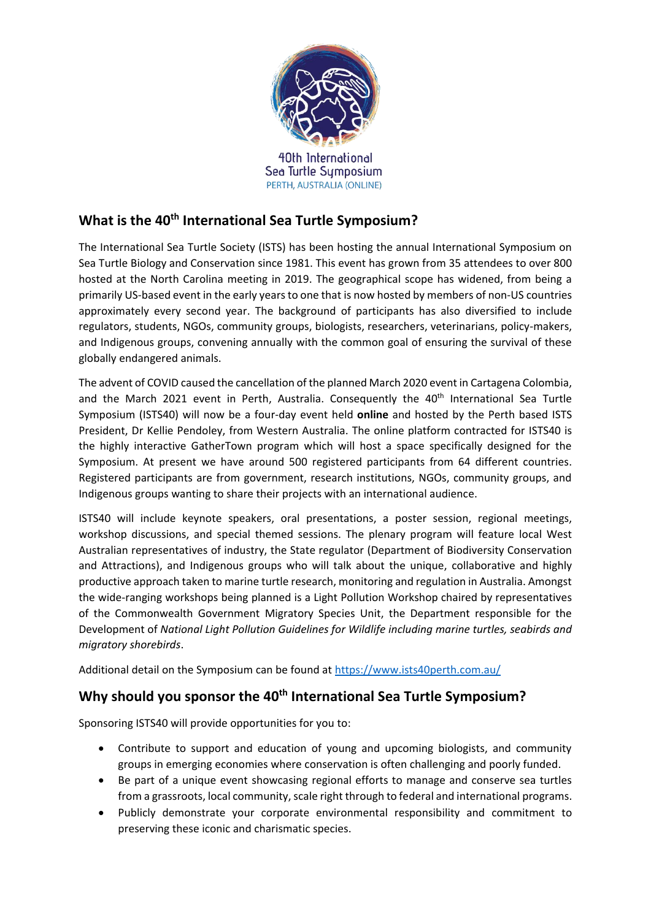40th International Sea Turtle Symposium
PERTH, AUSTRALIA (ONLINE)

## What is the 40th International Sea Turtle Symposium?

The International Sea Turtle Society (ISTS) has been hosting the annual International Symposium on Sea Turtle Biology and Conservation since 1981. This event has grown from 35 attendees to over 800 hosted at the North Carolina meeting in 2019. The geographical scope has widened, from being a primarily US-based event in the early years to one that is now hosted by members of non-US countries approximately every second year. The background of participants has also diversified to include regulators, students, NGOs, community groups, biologists, researchers, veterinarians, policy-makers, and Indigenous groups, convening annually with the common goal of ensuring the survival of these globally endangered animals.

The advent of COVID caused the cancellation of the planned March 2020 event in Cartagena Colombia, and the March 2021 event in Perth, Australia. Consequently the 40th International Sea Turtle Symposium (ISTS40) will now be a four-day event held **online** and hosted by the Perth based ISTS President, Dr Kellie Pendoley, from Western Australia. The online platform contracted for ISTS40 is the highly interactive GatherTown program which will host a space specifically designed for the Symposium. At present we have around 500 registered participants from 64 different countries. Registered participants are from government, research institutions, NGOs, community groups, and Indigenous groups wanting to share their projects with an international audience.

ISTS40 will include keynote speakers, oral presentations, a poster session, regional meetings, workshop discussions, and special themed sessions. The plenary program will feature local West Australian representatives of industry, the State regulator (Department of Biodiversity Conservation and Attractions), and Indigenous groups who will talk about the unique, collaborative and highly productive approach taken to marine turtle research, monitoring and regulation in Australia. Amongst the wide-ranging workshops being planned is a Light Pollution Workshop chaired by representatives of the Commonwealth Government Migratory Species Unit, the Department responsible for the Development of *National Light Pollution Guidelines for Wildlife including marine turtles, seabirds and migratory shorebirds*.

Additional detail on the Symposium can be found at https://www.ists40perth.com.au/

## Why should you sponsor the 40th International Sea Turtle Symposium?

Sponsoring ISTS40 will provide opportunities for you to:

- Contribute to support and education of young and upcoming biologists, and community groups in emerging economies where conservation is often challenging and poorly funded.
- Be part of a unique event showcasing regional efforts to manage and conserve sea turtles from a grassroots, local community, scale right through to federal and international programs.
- Publicly demonstrate your corporate environmental responsibility and commitment to preserving these iconic and charismatic species.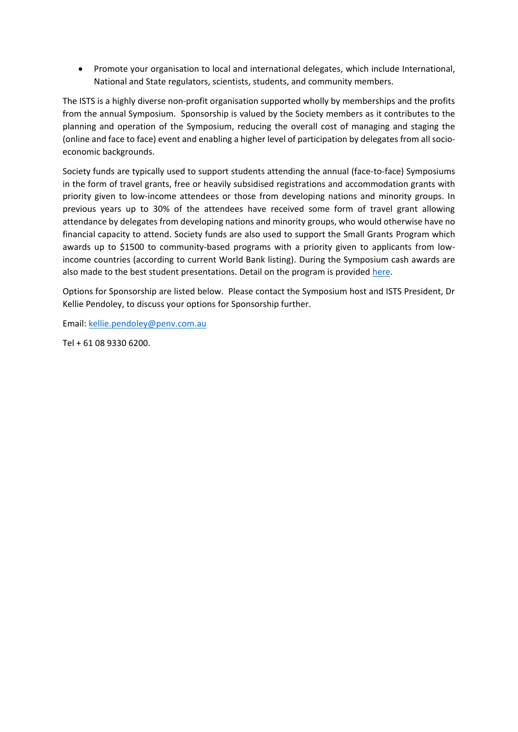- Promote your organisation to local and international delegates, which include International, National and State regulators, scientists, students, and community members.

The ISTS is a highly diverse non-profit organisation supported wholly by memberships and the profits from the annual Symposium. Sponsorship is valued by the Society members as it contributes to the planning and operation of the Symposium, reducing the overall cost of managing and staging the (online and face to face) event and enabling a higher level of participation by delegates from all socio-economic backgrounds.

Society funds are typically used to support students attending the annual (face-to-face) Symposiums in the form of travel grants, free or heavily subsidised registrations and accommodation grants with priority given to low-income attendees or those from developing nations and minority groups. In previous years up to 30% of the attendees have received some form of travel grant allowing attendance by delegates from developing nations and minority groups, who would otherwise have no financial capacity to attend. Society funds are also used to support the Small Grants Program which awards up to $1500 to community-based programs with a priority given to applicants from low-income countries (according to current World Bank listing). During the Symposium cash awards are also made to the best student presentations. Detail on the program is provided here.

Options for Sponsorship are listed below. Please contact the Symposium host and ISTS President, Dr Kellie Pendoley, to discuss your options for Sponsorship further.

Email: kellie.pendoley@penv.com.au

Tel + 61 08 9330 6200.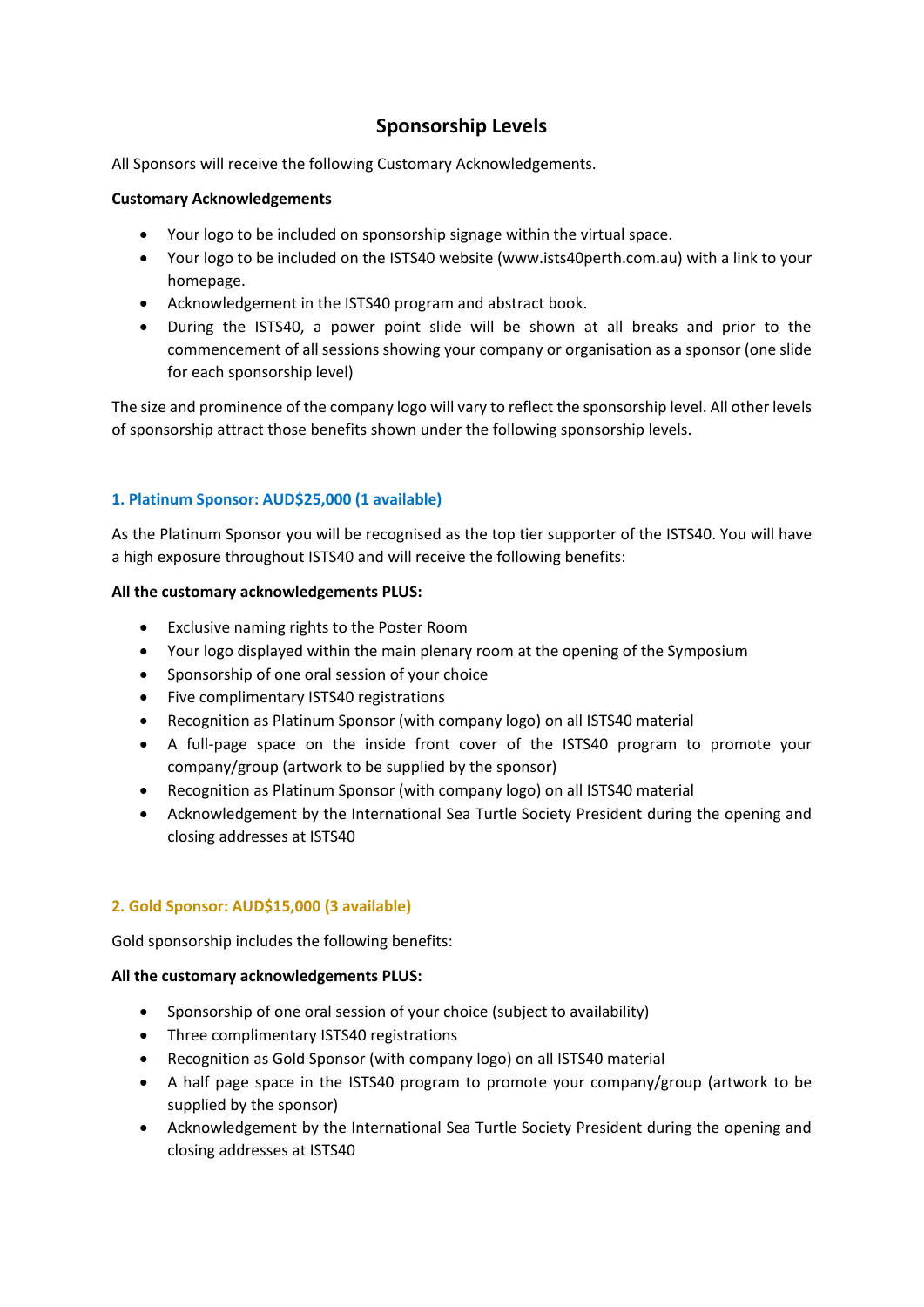# Sponsorship Levels

All Sponsors will receive the following Customary Acknowledgements.

**Customary Acknowledgements**

- Your logo to be included on sponsorship signage within the virtual space.
- Your logo to be included on the ISTS40 website (www.ists40perth.com.au) with a link to your homepage.
- Acknowledgement in the ISTS40 program and abstract book.
- During the ISTS40, a power point slide will be shown at all breaks and prior to the commencement of all sessions showing your company or organisation as a sponsor (one slide for each sponsorship level)

The size and prominence of the company logo will vary to reflect the sponsorship level. All other levels of sponsorship attract those benefits shown under the following sponsorship levels.

## 1. Platinum Sponsor: AUD$25,000 (1 available)

As the Platinum Sponsor you will be recognised as the top tier supporter of the ISTS40. You will have a high exposure throughout ISTS40 and will receive the following benefits:

**All the customary acknowledgements PLUS:**

- Exclusive naming rights to the Poster Room
- Your logo displayed within the main plenary room at the opening of the Symposium
- Sponsorship of one oral session of your choice
- Five complimentary ISTS40 registrations
- Recognition as Platinum Sponsor (with company logo) on all ISTS40 material
- A full-page space on the inside front cover of the ISTS40 program to promote your company/group (artwork to be supplied by the sponsor)
- Recognition as Platinum Sponsor (with company logo) on all ISTS40 material
- Acknowledgement by the International Sea Turtle Society President during the opening and closing addresses at ISTS40

## 2. Gold Sponsor: AUD$15,000 (3 available)

Gold sponsorship includes the following benefits:

**All the customary acknowledgements PLUS:**

- Sponsorship of one oral session of your choice (subject to availability)
- Three complimentary ISTS40 registrations
- Recognition as Gold Sponsor (with company logo) on all ISTS40 material
- A half page space in the ISTS40 program to promote your company/group (artwork to be supplied by the sponsor)
- Acknowledgement by the International Sea Turtle Society President during the opening and closing addresses at ISTS40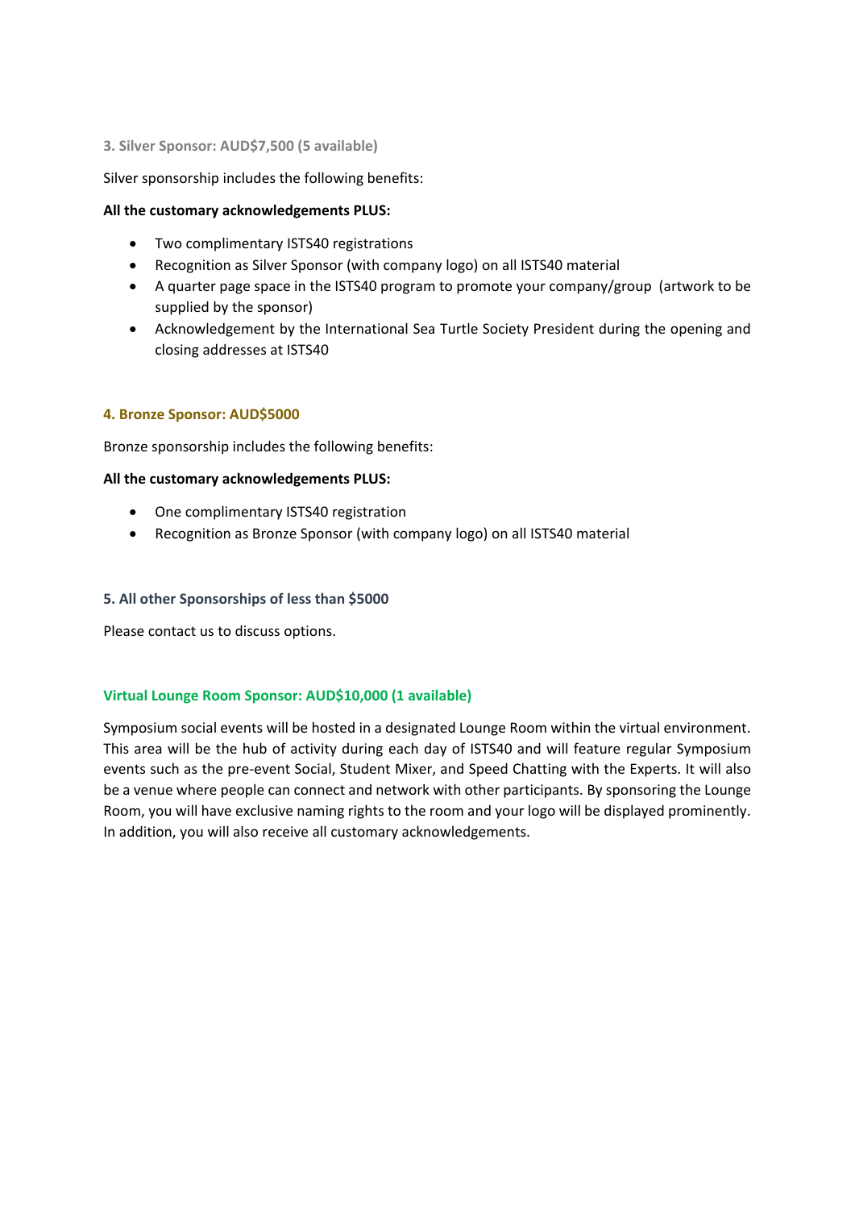### 3. Silver Sponsor: AUD$7,500 (5 available)

Silver sponsorship includes the following benefits:

**All the customary acknowledgements PLUS:**

- Two complimentary ISTS40 registrations
- Recognition as Silver Sponsor (with company logo) on all ISTS40 material
- A quarter page space in the ISTS40 program to promote your company/group (artwork to be supplied by the sponsor)
- Acknowledgement by the International Sea Turtle Society President during the opening and closing addresses at ISTS40

### 4. Bronze Sponsor: AUD$5000

Bronze sponsorship includes the following benefits:

**All the customary acknowledgements PLUS:**

- One complimentary ISTS40 registration
- Recognition as Bronze Sponsor (with company logo) on all ISTS40 material

### 5. All other Sponsorships of less than $5000

Please contact us to discuss options.

### Virtual Lounge Room Sponsor: AUD$10,000 (1 available)

Symposium social events will be hosted in a designated Lounge Room within the virtual environment. This area will be the hub of activity during each day of ISTS40 and will feature regular Symposium events such as the pre-event Social, Student Mixer, and Speed Chatting with the Experts. It will also be a venue where people can connect and network with other participants. By sponsoring the Lounge Room, you will have exclusive naming rights to the room and your logo will be displayed prominently. In addition, you will also receive all customary acknowledgements.